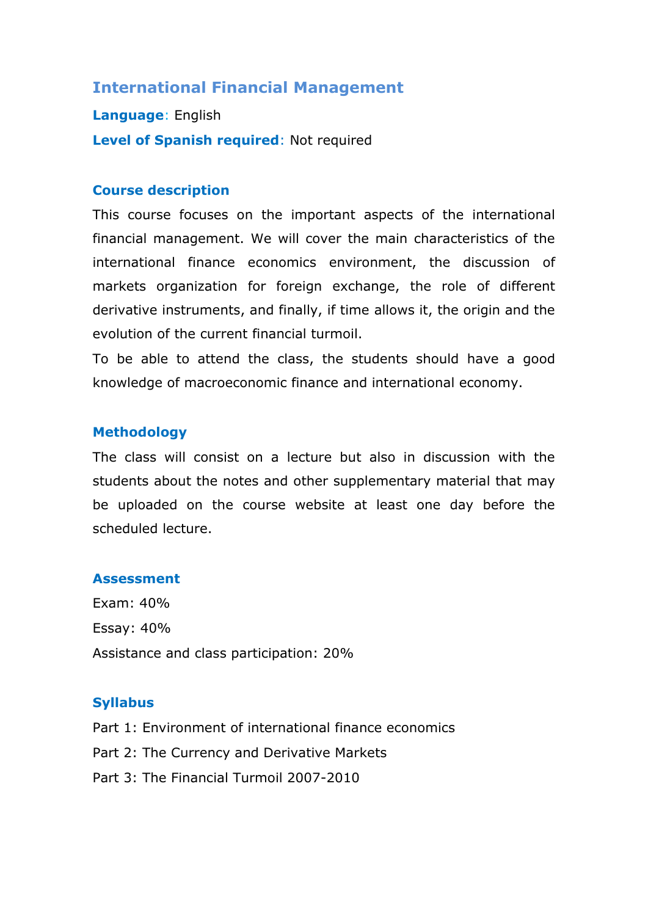# International Financial Management

**Language**: English

**Level of Spanish required**: Not required

## Course description

This course focuses on the important aspects of the international financial management. We will cover the main characteristics of the international finance economics environment, the discussion of markets organization for foreign exchange, the role of different derivative instruments, and finally, if time allows it, the origin and the evolution of the current financial turmoil.

To be able to attend the class, the students should have a good knowledge of macroeconomic finance and international economy.

## Methodology

The class will consist on a lecture but also in discussion with the students about the notes and other supplementary material that may be uploaded on the course website at least one day before the scheduled lecture.

## Assessment

Exam: 40%

Essay: 40%

Assistance and class participation: 20%

## Syllabus

Part 1: Environment of international finance economics

Part 2: The Currency and Derivative Markets

Part 3: The Financial Turmoil 2007-2010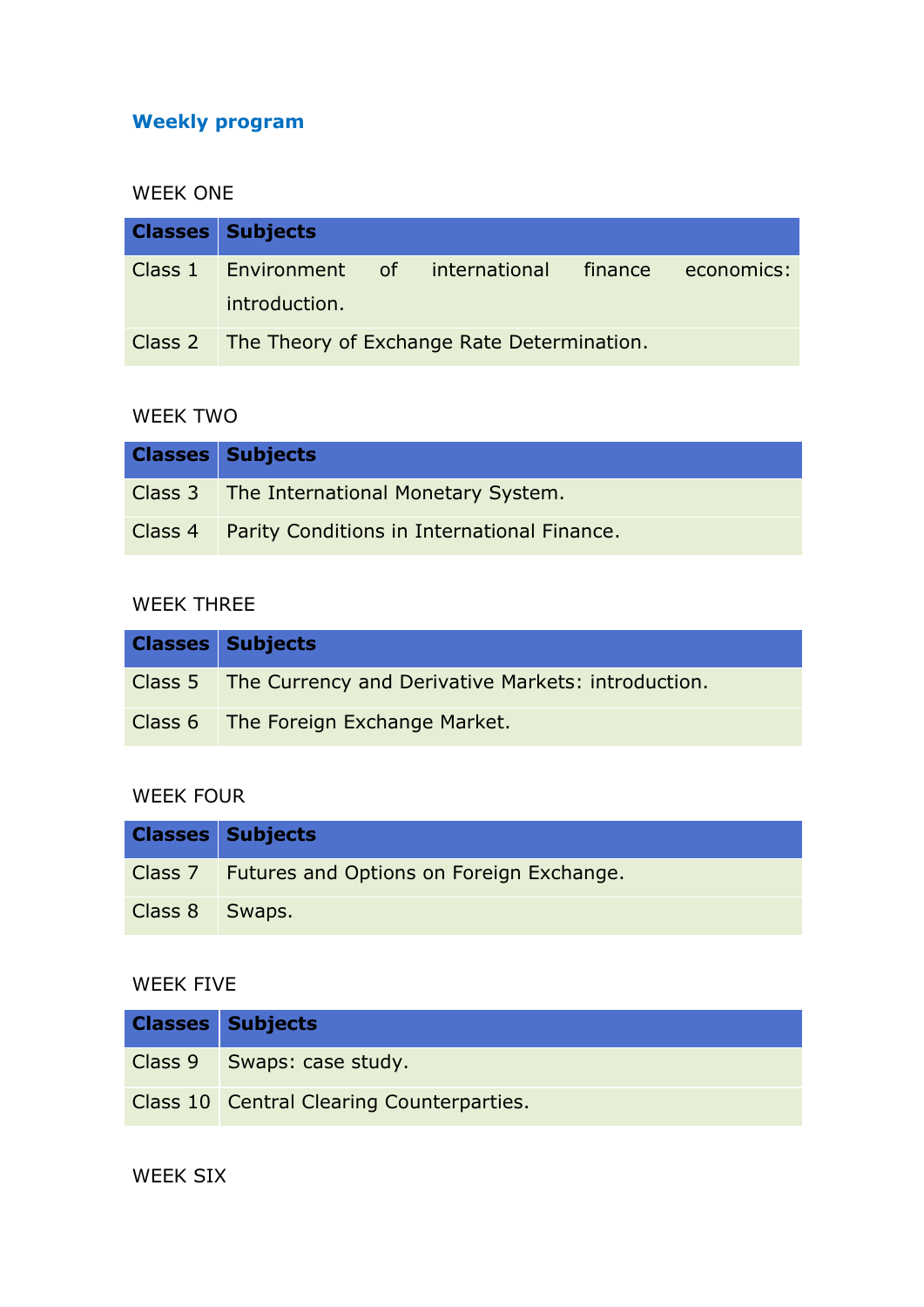## Weekly program

WEEK ONE

| Classes | Subjects |
| --- | --- |
| Class 1 | Environment of international finance economics: introduction. |
| Class 2 | The Theory of Exchange Rate Determination. |

WEEK TWO

| Classes | Subjects |
| --- | --- |
| Class 3 | The International Monetary System. |
| Class 4 | Parity Conditions in International Finance. |

WEEK THREE

| Classes | Subjects |
| --- | --- |
| Class 5 | The Currency and Derivative Markets: introduction. |
| Class 6 | The Foreign Exchange Market. |

WEEK FOUR

| Classes | Subjects |
| --- | --- |
| Class 7 | Futures and Options on Foreign Exchange. |
| Class 8 | Swaps. |

WEEK FIVE

| Classes | Subjects |
| --- | --- |
| Class 9 | Swaps: case study. |
| Class 10 | Central Clearing Counterparties. |

WEEK SIX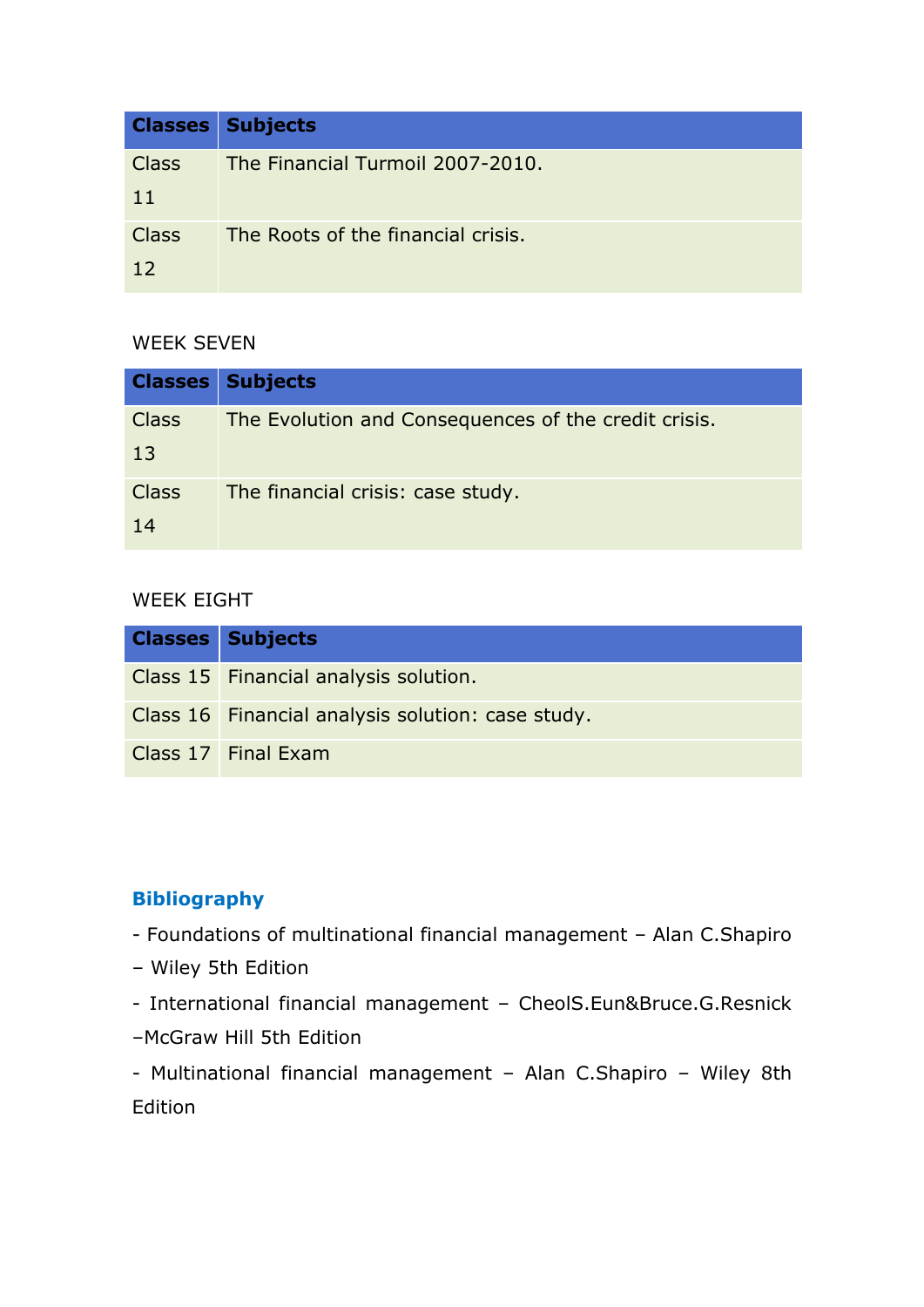| Classes | Subjects |
| --- | --- |
| Class 11 | The Financial Turmoil 2007-2010. |
| Class 12 | The Roots of the financial crisis. |

WEEK SEVEN

| Classes | Subjects |
| --- | --- |
| Class 13 | The Evolution and Consequences of the credit crisis. |
| Class 14 | The financial crisis: case study. |

WEEK EIGHT

| Classes | Subjects |
| --- | --- |
| Class 15 | Financial analysis solution. |
| Class 16 | Financial analysis solution: case study. |
| Class 17 | Final Exam |

## Bibliography

- Foundations of multinational financial management – Alan C.Shapiro – Wiley 5th Edition
- International financial management – CheolS.Eun&Bruce.G.Resnick –McGraw Hill 5th Edition
- Multinational financial management – Alan C.Shapiro – Wiley 8th Edition